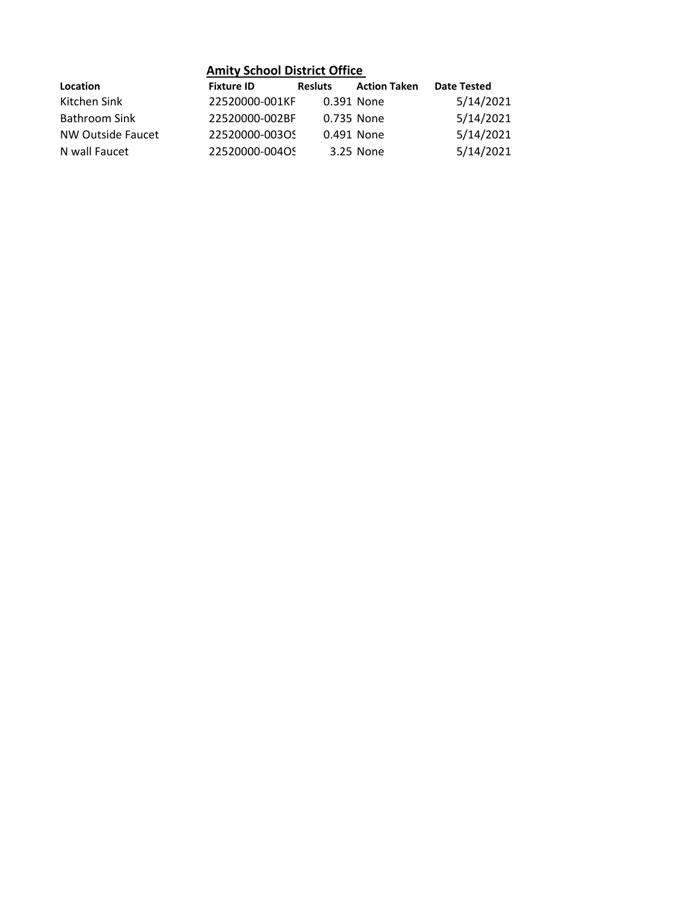## Amity School District Office

| Location | Fixture ID | Resluts | Action Taken | Date Tested |
|---|---|---|---|---|
| Kitchen Sink | 22520000-001KF | 0.391 | None | 5/14/2021 |
| Bathroom Sink | 22520000-002BF | 0.735 | None | 5/14/2021 |
| NW Outside Faucet | 22520000-003OS | 0.491 | None | 5/14/2021 |
| N wall Faucet | 22520000-004OS | 3.25 | None | 5/14/2021 |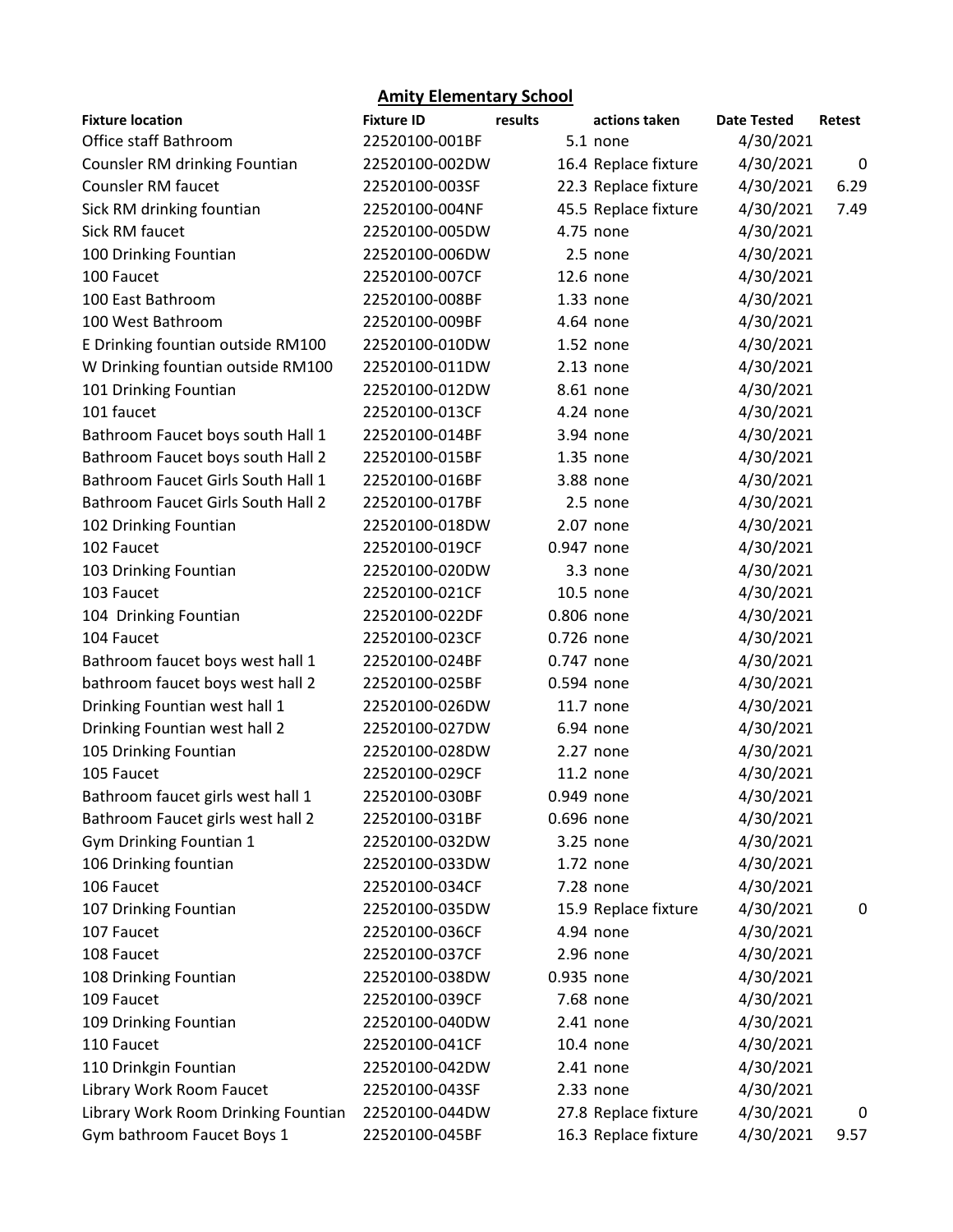## Amity Elementary School

| Fixture location | Fixture ID | results | actions taken | Date Tested | Retest |
|---|---|---|---|---|---|
| Office staff Bathroom | 22520100-001BF | 5.1 | none | 4/30/2021 | |
| Counsler RM drinking Fountian | 22520100-002DW | 16.4 | Replace fixture | 4/30/2021 | 0 |
| Counsler RM faucet | 22520100-003SF | 22.3 | Replace fixture | 4/30/2021 | 6.29 |
| Sick RM drinking fountian | 22520100-004NF | 45.5 | Replace fixture | 4/30/2021 | 7.49 |
| Sick RM faucet | 22520100-005DW | 4.75 | none | 4/30/2021 | |
| 100 Drinking Fountian | 22520100-006DW | 2.5 | none | 4/30/2021 | |
| 100 Faucet | 22520100-007CF | 12.6 | none | 4/30/2021 | |
| 100 East Bathroom | 22520100-008BF | 1.33 | none | 4/30/2021 | |
| 100 West Bathroom | 22520100-009BF | 4.64 | none | 4/30/2021 | |
| E Drinking fountian outside RM100 | 22520100-010DW | 1.52 | none | 4/30/2021 | |
| W Drinking fountian outside RM100 | 22520100-011DW | 2.13 | none | 4/30/2021 | |
| 101 Drinking Fountian | 22520100-012DW | 8.61 | none | 4/30/2021 | |
| 101 faucet | 22520100-013CF | 4.24 | none | 4/30/2021 | |
| Bathroom Faucet boys south Hall 1 | 22520100-014BF | 3.94 | none | 4/30/2021 | |
| Bathroom Faucet boys south Hall 2 | 22520100-015BF | 1.35 | none | 4/30/2021 | |
| Bathroom Faucet Girls South Hall 1 | 22520100-016BF | 3.88 | none | 4/30/2021 | |
| Bathroom Faucet Girls South Hall 2 | 22520100-017BF | 2.5 | none | 4/30/2021 | |
| 102 Drinking Fountian | 22520100-018DW | 2.07 | none | 4/30/2021 | |
| 102 Faucet | 22520100-019CF | 0.947 | none | 4/30/2021 | |
| 103 Drinking Fountian | 22520100-020DW | 3.3 | none | 4/30/2021 | |
| 103 Faucet | 22520100-021CF | 10.5 | none | 4/30/2021 | |
| 104 Drinking Fountian | 22520100-022DF | 0.806 | none | 4/30/2021 | |
| 104 Faucet | 22520100-023CF | 0.726 | none | 4/30/2021 | |
| Bathroom faucet boys west hall 1 | 22520100-024BF | 0.747 | none | 4/30/2021 | |
| bathroom faucet boys west hall 2 | 22520100-025BF | 0.594 | none | 4/30/2021 | |
| Drinking Fountian west hall 1 | 22520100-026DW | 11.7 | none | 4/30/2021 | |
| Drinking Fountian west hall 2 | 22520100-027DW | 6.94 | none | 4/30/2021 | |
| 105 Drinking Fountian | 22520100-028DW | 2.27 | none | 4/30/2021 | |
| 105 Faucet | 22520100-029CF | 11.2 | none | 4/30/2021 | |
| Bathroom faucet girls west hall 1 | 22520100-030BF | 0.949 | none | 4/30/2021 | |
| Bathroom Faucet girls west hall 2 | 22520100-031BF | 0.696 | none | 4/30/2021 | |
| Gym Drinking Fountian 1 | 22520100-032DW | 3.25 | none | 4/30/2021 | |
| 106 Drinking fountian | 22520100-033DW | 1.72 | none | 4/30/2021 | |
| 106 Faucet | 22520100-034CF | 7.28 | none | 4/30/2021 | |
| 107 Drinking Fountian | 22520100-035DW | 15.9 | Replace fixture | 4/30/2021 | 0 |
| 107 Faucet | 22520100-036CF | 4.94 | none | 4/30/2021 | |
| 108 Faucet | 22520100-037CF | 2.96 | none | 4/30/2021 | |
| 108 Drinking Fountian | 22520100-038DW | 0.935 | none | 4/30/2021 | |
| 109 Faucet | 22520100-039CF | 7.68 | none | 4/30/2021 | |
| 109 Drinking Fountian | 22520100-040DW | 2.41 | none | 4/30/2021 | |
| 110 Faucet | 22520100-041CF | 10.4 | none | 4/30/2021 | |
| 110 Drinkgin Fountian | 22520100-042DW | 2.41 | none | 4/30/2021 | |
| Library Work Room Faucet | 22520100-043SF | 2.33 | none | 4/30/2021 | |
| Library Work Room Drinking Fountian | 22520100-044DW | 27.8 | Replace fixture | 4/30/2021 | 0 |
| Gym bathroom Faucet Boys 1 | 22520100-045BF | 16.3 | Replace fixture | 4/30/2021 | 9.57 |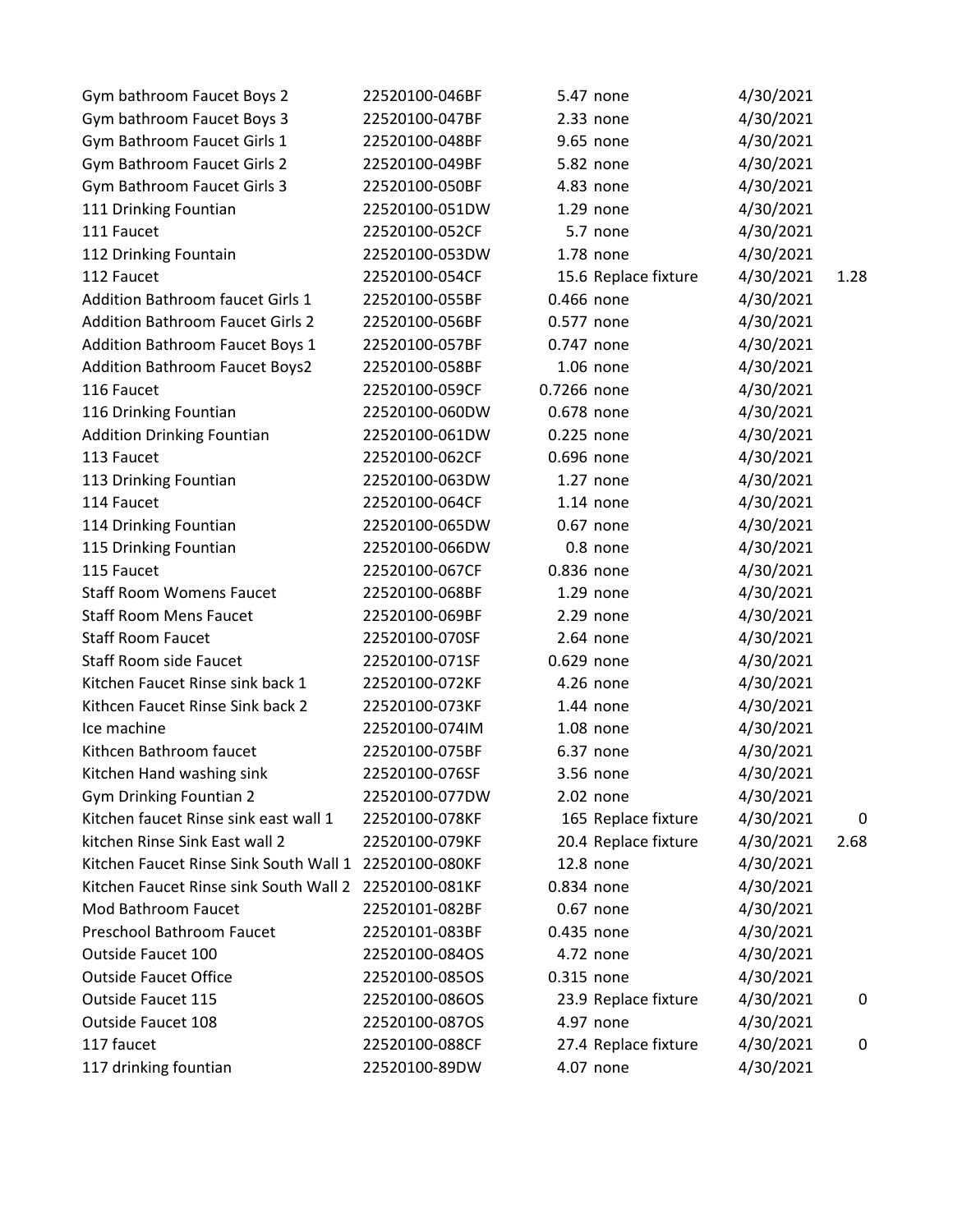| | | | | | |
|---|---|---|---|---|---|
| Gym bathroom Faucet Boys 2 | 22520100-046BF | 5.47 | none | 4/30/2021 | |
| Gym bathroom Faucet Boys 3 | 22520100-047BF | 2.33 | none | 4/30/2021 | |
| Gym Bathroom Faucet Girls 1 | 22520100-048BF | 9.65 | none | 4/30/2021 | |
| Gym Bathroom Faucet Girls 2 | 22520100-049BF | 5.82 | none | 4/30/2021 | |
| Gym Bathroom Faucet Girls 3 | 22520100-050BF | 4.83 | none | 4/30/2021 | |
| 111 Drinking Fountian | 22520100-051DW | 1.29 | none | 4/30/2021 | |
| 111 Faucet | 22520100-052CF | 5.7 | none | 4/30/2021 | |
| 112 Drinking Fountain | 22520100-053DW | 1.78 | none | 4/30/2021 | |
| 112 Faucet | 22520100-054CF | 15.6 | Replace fixture | 4/30/2021 | 1.28 |
| Addition Bathroom faucet Girls 1 | 22520100-055BF | 0.466 | none | 4/30/2021 | |
| Addition Bathroom Faucet Girls 2 | 22520100-056BF | 0.577 | none | 4/30/2021 | |
| Addition Bathroom Faucet Boys 1 | 22520100-057BF | 0.747 | none | 4/30/2021 | |
| Addition Bathroom Faucet Boys2 | 22520100-058BF | 1.06 | none | 4/30/2021 | |
| 116 Faucet | 22520100-059CF | 0.7266 | none | 4/30/2021 | |
| 116 Drinking Fountian | 22520100-060DW | 0.678 | none | 4/30/2021 | |
| Addition Drinking Fountian | 22520100-061DW | 0.225 | none | 4/30/2021 | |
| 113 Faucet | 22520100-062CF | 0.696 | none | 4/30/2021 | |
| 113 Drinking Fountian | 22520100-063DW | 1.27 | none | 4/30/2021 | |
| 114 Faucet | 22520100-064CF | 1.14 | none | 4/30/2021 | |
| 114 Drinking Fountian | 22520100-065DW | 0.67 | none | 4/30/2021 | |
| 115 Drinking Fountian | 22520100-066DW | 0.8 | none | 4/30/2021 | |
| 115 Faucet | 22520100-067CF | 0.836 | none | 4/30/2021 | |
| Staff Room Womens Faucet | 22520100-068BF | 1.29 | none | 4/30/2021 | |
| Staff Room Mens Faucet | 22520100-069BF | 2.29 | none | 4/30/2021 | |
| Staff Room Faucet | 22520100-070SF | 2.64 | none | 4/30/2021 | |
| Staff Room side Faucet | 22520100-071SF | 0.629 | none | 4/30/2021 | |
| Kitchen Faucet Rinse sink back 1 | 22520100-072KF | 4.26 | none | 4/30/2021 | |
| Kithcen Faucet Rinse Sink back 2 | 22520100-073KF | 1.44 | none | 4/30/2021 | |
| Ice machine | 22520100-074IM | 1.08 | none | 4/30/2021 | |
| Kithcen Bathroom faucet | 22520100-075BF | 6.37 | none | 4/30/2021 | |
| Kitchen Hand washing sink | 22520100-076SF | 3.56 | none | 4/30/2021 | |
| Gym Drinking Fountian 2 | 22520100-077DW | 2.02 | none | 4/30/2021 | |
| Kitchen faucet Rinse sink east wall 1 | 22520100-078KF | 165 | Replace fixture | 4/30/2021 | 0 |
| kitchen Rinse Sink East wall 2 | 22520100-079KF | 20.4 | Replace fixture | 4/30/2021 | 2.68 |
| Kitchen Faucet Rinse Sink South Wall 1 | 22520100-080KF | 12.8 | none | 4/30/2021 | |
| Kitchen Faucet Rinse sink South Wall 2 | 22520100-081KF | 0.834 | none | 4/30/2021 | |
| Mod Bathroom Faucet | 22520101-082BF | 0.67 | none | 4/30/2021 | |
| Preschool Bathroom Faucet | 22520101-083BF | 0.435 | none | 4/30/2021 | |
| Outside Faucet 100 | 22520100-084OS | 4.72 | none | 4/30/2021 | |
| Outside Faucet Office | 22520100-085OS | 0.315 | none | 4/30/2021 | |
| Outside Faucet 115 | 22520100-086OS | 23.9 | Replace fixture | 4/30/2021 | 0 |
| Outside Faucet 108 | 22520100-087OS | 4.97 | none | 4/30/2021 | |
| 117 faucet | 22520100-088CF | 27.4 | Replace fixture | 4/30/2021 | 0 |
| 117 drinking fountian | 22520100-89DW | 4.07 | none | 4/30/2021 | |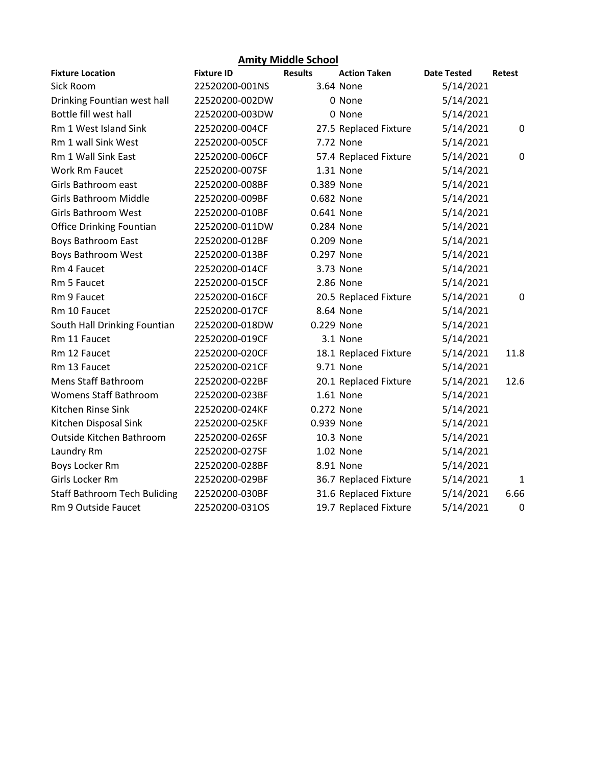## Amity Middle School

| Fixture Location | Fixture ID | Results | Action Taken | Date Tested | Retest |
|---|---|---|---|---|---|
| Sick Room | 22520200-001NS | 3.64 | None | 5/14/2021 | |
| Drinking Fountian west hall | 22520200-002DW | 0 | None | 5/14/2021 | |
| Bottle fill west hall | 22520200-003DW | 0 | None | 5/14/2021 | |
| Rm 1 West Island Sink | 22520200-004CF | 27.5 | Replaced Fixture | 5/14/2021 | 0 |
| Rm 1 wall Sink West | 22520200-005CF | 7.72 | None | 5/14/2021 | |
| Rm 1 Wall Sink East | 22520200-006CF | 57.4 | Replaced Fixture | 5/14/2021 | 0 |
| Work Rm Faucet | 22520200-007SF | 1.31 | None | 5/14/2021 | |
| Girls Bathroom east | 22520200-008BF | 0.389 | None | 5/14/2021 | |
| Girls Bathroom Middle | 22520200-009BF | 0.682 | None | 5/14/2021 | |
| Girls Bathroom West | 22520200-010BF | 0.641 | None | 5/14/2021 | |
| Office Drinking Fountian | 22520200-011DW | 0.284 | None | 5/14/2021 | |
| Boys Bathroom East | 22520200-012BF | 0.209 | None | 5/14/2021 | |
| Boys Bathroom West | 22520200-013BF | 0.297 | None | 5/14/2021 | |
| Rm 4 Faucet | 22520200-014CF | 3.73 | None | 5/14/2021 | |
| Rm 5 Faucet | 22520200-015CF | 2.86 | None | 5/14/2021 | |
| Rm 9 Faucet | 22520200-016CF | 20.5 | Replaced Fixture | 5/14/2021 | 0 |
| Rm 10 Faucet | 22520200-017CF | 8.64 | None | 5/14/2021 | |
| South Hall Drinking Fountian | 22520200-018DW | 0.229 | None | 5/14/2021 | |
| Rm 11 Faucet | 22520200-019CF | 3.1 | None | 5/14/2021 | |
| Rm 12 Faucet | 22520200-020CF | 18.1 | Replaced Fixture | 5/14/2021 | 11.8 |
| Rm 13 Faucet | 22520200-021CF | 9.71 | None | 5/14/2021 | |
| Mens Staff Bathroom | 22520200-022BF | 20.1 | Replaced Fixture | 5/14/2021 | 12.6 |
| Womens Staff Bathroom | 22520200-023BF | 1.61 | None | 5/14/2021 | |
| Kitchen Rinse Sink | 22520200-024KF | 0.272 | None | 5/14/2021 | |
| Kitchen Disposal Sink | 22520200-025KF | 0.939 | None | 5/14/2021 | |
| Outside Kitchen Bathroom | 22520200-026SF | 10.3 | None | 5/14/2021 | |
| Laundry Rm | 22520200-027SF | 1.02 | None | 5/14/2021 | |
| Boys Locker Rm | 22520200-028BF | 8.91 | None | 5/14/2021 | |
| Girls Locker Rm | 22520200-029BF | 36.7 | Replaced Fixture | 5/14/2021 | 1 |
| Staff Bathroom Tech Buliding | 22520200-030BF | 31.6 | Replaced Fixture | 5/14/2021 | 6.66 |
| Rm 9 Outside Faucet | 22520200-031OS | 19.7 | Replaced Fixture | 5/14/2021 | 0 |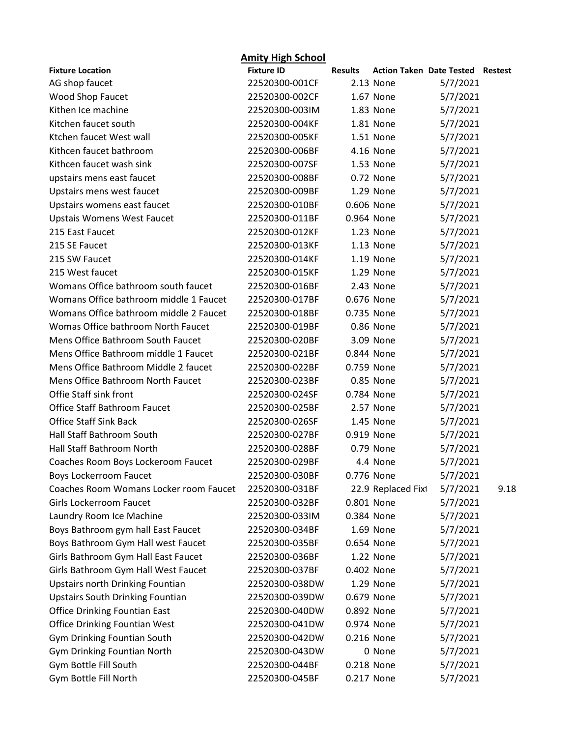## Amity High School

| Fixture Location | Fixture ID | Results | Action Taken | Date Tested | Restest |
|---|---|---|---|---|---|
| AG shop faucet | 22520300-001CF | 2.13 | None | 5/7/2021 | |
| Wood Shop Faucet | 22520300-002CF | 1.67 | None | 5/7/2021 | |
| Kithen Ice machine | 22520300-003IM | 1.83 | None | 5/7/2021 | |
| Kitchen faucet south | 22520300-004KF | 1.81 | None | 5/7/2021 | |
| Ktchen faucet West wall | 22520300-005KF | 1.51 | None | 5/7/2021 | |
| Kithcen faucet bathroom | 22520300-006BF | 4.16 | None | 5/7/2021 | |
| Kithcen faucet wash sink | 22520300-007SF | 1.53 | None | 5/7/2021 | |
| upstairs mens east faucet | 22520300-008BF | 0.72 | None | 5/7/2021 | |
| Upstairs mens west faucet | 22520300-009BF | 1.29 | None | 5/7/2021 | |
| Upstairs womens east faucet | 22520300-010BF | 0.606 | None | 5/7/2021 | |
| Upstais Womens West Faucet | 22520300-011BF | 0.964 | None | 5/7/2021 | |
| 215 East Faucet | 22520300-012KF | 1.23 | None | 5/7/2021 | |
| 215 SE Faucet | 22520300-013KF | 1.13 | None | 5/7/2021 | |
| 215 SW Faucet | 22520300-014KF | 1.19 | None | 5/7/2021 | |
| 215 West faucet | 22520300-015KF | 1.29 | None | 5/7/2021 | |
| Womans Office bathroom south faucet | 22520300-016BF | 2.43 | None | 5/7/2021 | |
| Womans Office bathroom middle 1 Faucet | 22520300-017BF | 0.676 | None | 5/7/2021 | |
| Womans Office bathroom middle 2 Faucet | 22520300-018BF | 0.735 | None | 5/7/2021 | |
| Womas Office bathroom North Faucet | 22520300-019BF | 0.86 | None | 5/7/2021 | |
| Mens Office Bathroom South Faucet | 22520300-020BF | 3.09 | None | 5/7/2021 | |
| Mens Office Bathroom middle 1 Faucet | 22520300-021BF | 0.844 | None | 5/7/2021 | |
| Mens Office Bathroom Middle 2 faucet | 22520300-022BF | 0.759 | None | 5/7/2021 | |
| Mens Office Bathroom North Faucet | 22520300-023BF | 0.85 | None | 5/7/2021 | |
| Offie Staff sink front | 22520300-024SF | 0.784 | None | 5/7/2021 | |
| Office Staff Bathroom Faucet | 22520300-025BF | 2.57 | None | 5/7/2021 | |
| Office Staff Sink Back | 22520300-026SF | 1.45 | None | 5/7/2021 | |
| Hall Staff Bathroom South | 22520300-027BF | 0.919 | None | 5/7/2021 | |
| Hall Staff Bathroom North | 22520300-028BF | 0.79 | None | 5/7/2021 | |
| Coaches Room Boys Lockeroom Faucet | 22520300-029BF | 4.4 | None | 5/7/2021 | |
| Boys Lockerroom Faucet | 22520300-030BF | 0.776 | None | 5/7/2021 | |
| Coaches Room Womans Locker room Faucet | 22520300-031BF | 22.9 | Replaced Fixt | 5/7/2021 | 9.18 |
| Girls Lockerroom Faucet | 22520300-032BF | 0.801 | None | 5/7/2021 | |
| Laundry Room Ice Machine | 22520300-033IM | 0.384 | None | 5/7/2021 | |
| Boys Bathroom gym hall East Faucet | 22520300-034BF | 1.69 | None | 5/7/2021 | |
| Boys Bathroom Gym Hall west Faucet | 22520300-035BF | 0.654 | None | 5/7/2021 | |
| Girls Bathroom Gym Hall East Faucet | 22520300-036BF | 1.22 | None | 5/7/2021 | |
| Girls Bathroom Gym Hall West Faucet | 22520300-037BF | 0.402 | None | 5/7/2021 | |
| Upstairs north Drinking Fountian | 22520300-038DW | 1.29 | None | 5/7/2021 | |
| Upstairs South Drinking Fountian | 22520300-039DW | 0.679 | None | 5/7/2021 | |
| Office Drinking Fountian East | 22520300-040DW | 0.892 | None | 5/7/2021 | |
| Office Drinking Fountian West | 22520300-041DW | 0.974 | None | 5/7/2021 | |
| Gym Drinking Fountian South | 22520300-042DW | 0.216 | None | 5/7/2021 | |
| Gym Drinking Fountian North | 22520300-043DW | 0 | None | 5/7/2021 | |
| Gym Bottle Fill South | 22520300-044BF | 0.218 | None | 5/7/2021 | |
| Gym Bottle Fill North | 22520300-045BF | 0.217 | None | 5/7/2021 | |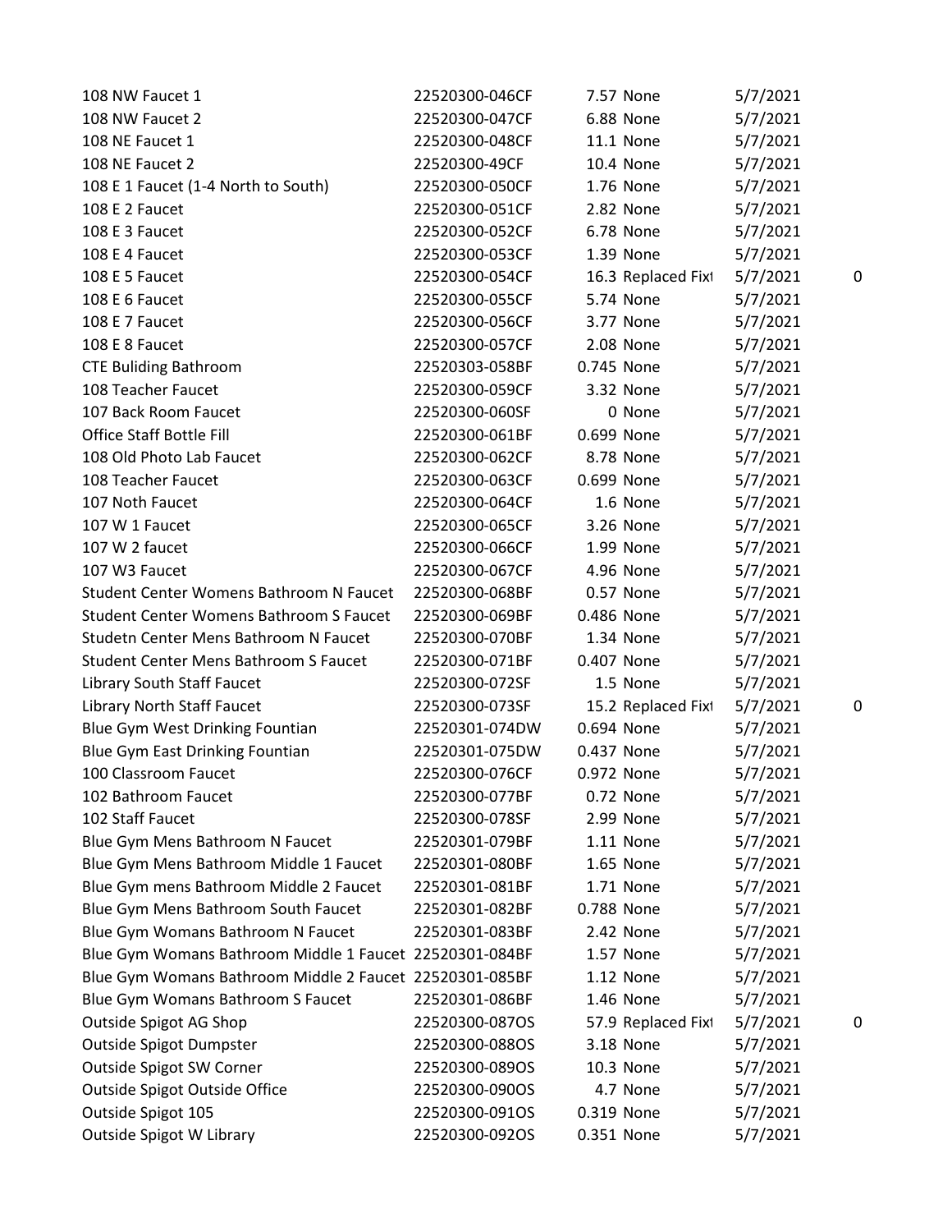| | | | | | |
|---|---|---|---|---|---|
| 108 NW Faucet 1 | 22520300-046CF | 7.57 | None | 5/7/2021 | |
| 108 NW Faucet 2 | 22520300-047CF | 6.88 | None | 5/7/2021 | |
| 108 NE Faucet 1 | 22520300-048CF | 11.1 | None | 5/7/2021 | |
| 108 NE Faucet 2 | 22520300-49CF | 10.4 | None | 5/7/2021 | |
| 108 E 1 Faucet (1-4 North to South) | 22520300-050CF | 1.76 | None | 5/7/2021 | |
| 108 E 2 Faucet | 22520300-051CF | 2.82 | None | 5/7/2021 | |
| 108 E 3 Faucet | 22520300-052CF | 6.78 | None | 5/7/2021 | |
| 108 E 4 Faucet | 22520300-053CF | 1.39 | None | 5/7/2021 | |
| 108 E 5 Faucet | 22520300-054CF | 16.3 | Replaced Fixt | 5/7/2021 | 0 |
| 108 E 6 Faucet | 22520300-055CF | 5.74 | None | 5/7/2021 | |
| 108 E 7 Faucet | 22520300-056CF | 3.77 | None | 5/7/2021 | |
| 108 E 8 Faucet | 22520300-057CF | 2.08 | None | 5/7/2021 | |
| CTE Buliding Bathroom | 22520303-058BF | 0.745 | None | 5/7/2021 | |
| 108 Teacher Faucet | 22520300-059CF | 3.32 | None | 5/7/2021 | |
| 107 Back Room Faucet | 22520300-060SF | 0 | None | 5/7/2021 | |
| Office Staff Bottle Fill | 22520300-061BF | 0.699 | None | 5/7/2021 | |
| 108 Old Photo Lab Faucet | 22520300-062CF | 8.78 | None | 5/7/2021 | |
| 108 Teacher Faucet | 22520300-063CF | 0.699 | None | 5/7/2021 | |
| 107 Noth Faucet | 22520300-064CF | 1.6 | None | 5/7/2021 | |
| 107 W 1 Faucet | 22520300-065CF | 3.26 | None | 5/7/2021 | |
| 107 W 2 faucet | 22520300-066CF | 1.99 | None | 5/7/2021 | |
| 107 W3 Faucet | 22520300-067CF | 4.96 | None | 5/7/2021 | |
| Student Center Womens Bathroom N Faucet | 22520300-068BF | 0.57 | None | 5/7/2021 | |
| Student Center Womens Bathroom S Faucet | 22520300-069BF | 0.486 | None | 5/7/2021 | |
| Studetn Center Mens Bathroom N Faucet | 22520300-070BF | 1.34 | None | 5/7/2021 | |
| Student Center Mens Bathroom S Faucet | 22520300-071BF | 0.407 | None | 5/7/2021 | |
| Library South Staff Faucet | 22520300-072SF | 1.5 | None | 5/7/2021 | |
| Library North Staff Faucet | 22520300-073SF | 15.2 | Replaced Fixt | 5/7/2021 | 0 |
| Blue Gym West Drinking Fountian | 22520301-074DW | 0.694 | None | 5/7/2021 | |
| Blue Gym East Drinking Fountian | 22520301-075DW | 0.437 | None | 5/7/2021 | |
| 100 Classroom Faucet | 22520300-076CF | 0.972 | None | 5/7/2021 | |
| 102 Bathroom Faucet | 22520300-077BF | 0.72 | None | 5/7/2021 | |
| 102 Staff Faucet | 22520300-078SF | 2.99 | None | 5/7/2021 | |
| Blue Gym Mens Bathroom N Faucet | 22520301-079BF | 1.11 | None | 5/7/2021 | |
| Blue Gym Mens Bathroom Middle 1 Faucet | 22520301-080BF | 1.65 | None | 5/7/2021 | |
| Blue Gym mens Bathroom Middle 2 Faucet | 22520301-081BF | 1.71 | None | 5/7/2021 | |
| Blue Gym Mens Bathroom South Faucet | 22520301-082BF | 0.788 | None | 5/7/2021 | |
| Blue Gym Womans Bathroom N Faucet | 22520301-083BF | 2.42 | None | 5/7/2021 | |
| Blue Gym Womans Bathroom Middle 1 Faucet | 22520301-084BF | 1.57 | None | 5/7/2021 | |
| Blue Gym Womans Bathroom Middle 2 Faucet | 22520301-085BF | 1.12 | None | 5/7/2021 | |
| Blue Gym Womans Bathroom S Faucet | 22520301-086BF | 1.46 | None | 5/7/2021 | |
| Outside Spigot AG Shop | 22520300-087OS | 57.9 | Replaced Fixt | 5/7/2021 | 0 |
| Outside Spigot Dumpster | 22520300-088OS | 3.18 | None | 5/7/2021 | |
| Outside Spigot SW Corner | 22520300-089OS | 10.3 | None | 5/7/2021 | |
| Outside Spigot Outside Office | 22520300-090OS | 4.7 | None | 5/7/2021 | |
| Outside Spigot 105 | 22520300-091OS | 0.319 | None | 5/7/2021 | |
| Outside Spigot W Library | 22520300-092OS | 0.351 | None | 5/7/2021 | |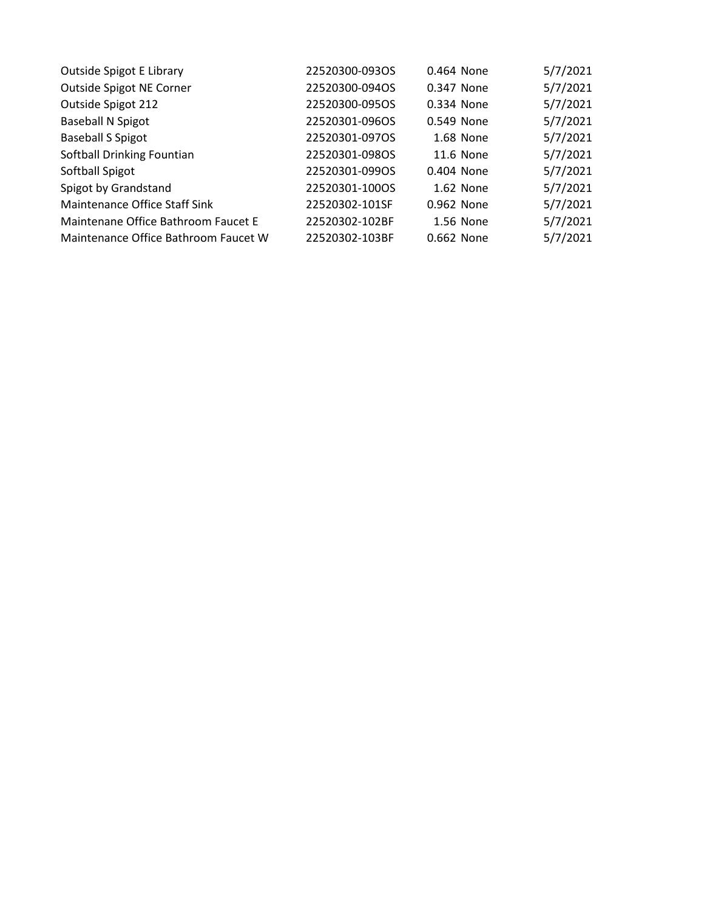| | | | | |
|---|---|---|---|---|
| Outside Spigot E Library | 22520300-093OS | 0.464 | None | 5/7/2021 |
| Outside Spigot NE Corner | 22520300-094OS | 0.347 | None | 5/7/2021 |
| Outside Spigot 212 | 22520300-095OS | 0.334 | None | 5/7/2021 |
| Baseball N Spigot | 22520301-096OS | 0.549 | None | 5/7/2021 |
| Baseball S Spigot | 22520301-097OS | 1.68 | None | 5/7/2021 |
| Softball Drinking Fountian | 22520301-098OS | 11.6 | None | 5/7/2021 |
| Softball Spigot | 22520301-099OS | 0.404 | None | 5/7/2021 |
| Spigot by Grandstand | 22520301-100OS | 1.62 | None | 5/7/2021 |
| Maintenance Office Staff Sink | 22520302-101SF | 0.962 | None | 5/7/2021 |
| Maintenane Office Bathroom Faucet E | 22520302-102BF | 1.56 | None | 5/7/2021 |
| Maintenance Office Bathroom Faucet W | 22520302-103BF | 0.662 | None | 5/7/2021 |